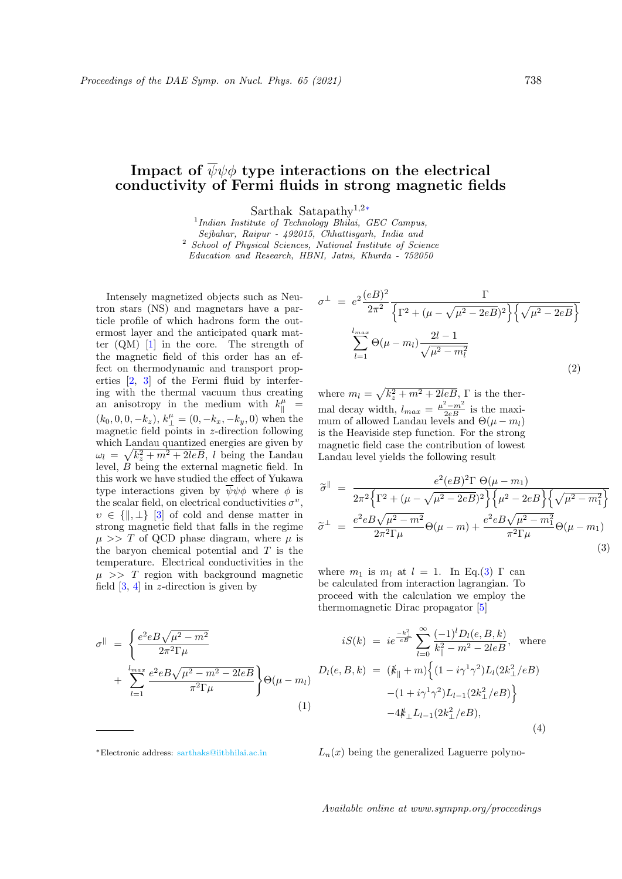# Impact of $\overline{\psi}\psi\phi$ type interactions on the electrical conductivity of Fermi fluids in strong magnetic fields

Sarthak Satapathy[1,2*]

[1] *Indian Institute of Technology Bhilai, GEC Campus, Sejbahar, Raipur - 492015, Chhattisgarh, India and*
[2] *School of Physical Sciences, National Institute of Science Education and Research, HBNI, Jatni, Khurda - 752050*

Intensely magnetized objects such as Neutron stars (NS) and magnetars have a particle profile of which hadrons form the outermost layer and the anticipated quark matter (QM) [1] in the core. The strength of the magnetic field of this order has an effect on thermodynamic and transport properties [2, 3] of the Fermi fluid by interfering with the thermal vacuum thus creating an anisotropy in the medium with $k^{\mu}_{\parallel} = (k_0, 0, 0, -k_z)$, $k^{\mu}_{\perp} = (0, -k_x, -k_y, 0)$ when the magnetic field points in $z$-direction following which Landau quantized energies are given by $\omega_l = \sqrt{k_z^2 + m^2 + 2leB}$, $l$ being the Landau level, $B$ being the external magnetic field. In this work we have studied the effect of Yukawa type interactions given by $\overline{\psi}\psi\phi$ where $\phi$ is the scalar field, on electrical conductivities $\sigma^{\upsilon}$, $\upsilon \in \{\parallel, \perp\}$ [3] of cold and dense matter in strong magnetic field that falls in the regime $\mu >> T$ of QCD phase diagram, where $\mu$ is the baryon chemical potential and $T$ is the temperature. Electrical conductivities in the $\mu >> T$ region with background magnetic field [3, 4] in $z$-direction is given by

$$\sigma^{||} = \left\{ \frac{e^2 eB\sqrt{\mu^2 - m^2}}{2\pi^2 \Gamma \mu} + \sum_{l=1}^{l_{max}} \frac{e^2 eB\sqrt{\mu^2 - m^2 - 2leB}}{\pi^2 \Gamma \mu} \right\} \Theta(\mu - m_l) \tag{1}$$

$$\sigma^{\perp} = e^2 \frac{(eB)^2}{2\pi^2} \frac{\Gamma}{\left\{\Gamma^2 + (\mu - \sqrt{\mu^2 - 2eB})^2\right\}\left\{\sqrt{\mu^2 - 2eB}\right\}} \sum_{l=1}^{l_{max}} \Theta(\mu - m_l) \frac{2l - 1}{\sqrt{\mu^2 - m_l^2}} \tag{2}$$

where $m_l = \sqrt{k_z^2 + m^2 + 2leB}$, $\Gamma$ is the thermal decay width, $l_{max} = \frac{\mu^2 - m^2}{2eB}$ is the maximum of allowed Landau levels and $\Theta(\mu - m_l)$ is the Heaviside step function. For the strong magnetic field case the contribution of lowest Landau level yields the following result

$$\begin{aligned} \widetilde{\sigma}^{\parallel} &= \frac{e^2 (eB)^2 \Gamma \ \Theta(\mu - m_1)}{2\pi^2 \left\{\Gamma^2 + (\mu - \sqrt{\mu^2 - 2eB})^2\right\}\left\{\mu^2 - 2eB\right\}\left\{\sqrt{\mu^2 - m_1^2}\right\}} \\ \widetilde{\sigma}^{\perp} &= \frac{e^2 eB\sqrt{\mu^2 - m^2}}{2\pi^2 \Gamma \mu}\Theta(\mu - m) + \frac{e^2 eB\sqrt{\mu^2 - m_1^2}}{\pi^2 \Gamma \mu}\Theta(\mu - m_1) \end{aligned} \tag{3}$$

where $m_1$ is $m_l$ at $l = 1$. In Eq.(3) $\Gamma$ can be calculated from interaction lagrangian. To proceed with the calculation we employ the thermomagnetic Dirac propagator [5]

$$\begin{aligned} iS(k) &= ie^{\frac{-k_\perp^2}{eB}} \sum_{l=0}^{\infty} \frac{(-1)^l D_l(e, B, k)}{k_\parallel^2 - m^2 - 2leB}, \quad \text{where} \\ D_l(e, B, k) &= (\not{k}_\parallel + m)\Big\{(1 - i\gamma^1\gamma^2)L_l(2k_\perp^2/eB) \\ &\quad -(1 + i\gamma^1\gamma^2)L_{l-1}(2k_\perp^2/eB)\Big\} \\ &\quad -4\not{k}_\perp L_{l-1}(2k_\perp^2/eB), \end{aligned} \tag{4}$$

$L_n(x)$ being the generalized Laguerre polyno-

---

*Electronic address: sarthaks@iitbhilai.ac.in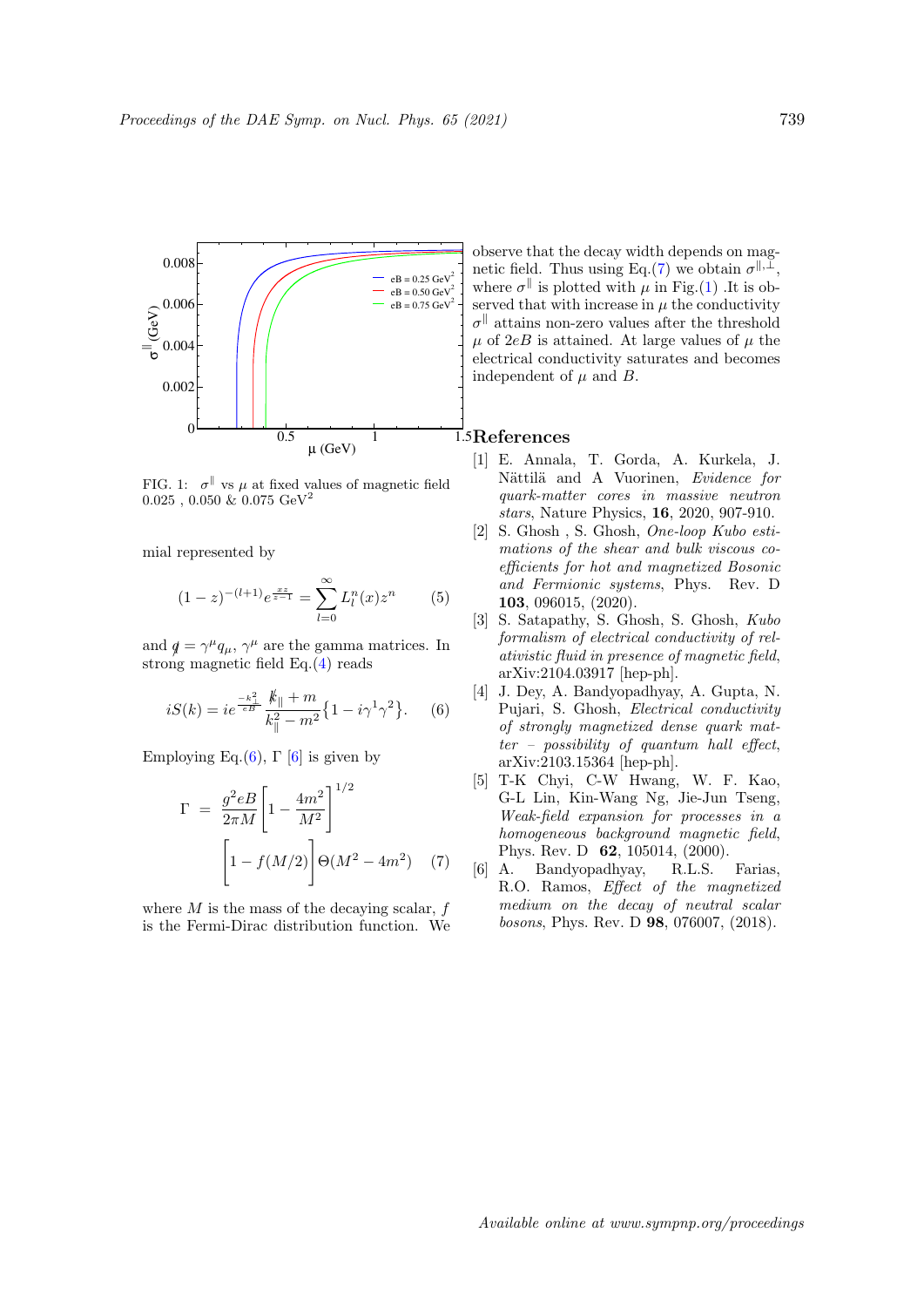0.008
0.006
0.004
0.002
0
$\sigma^{\parallel}$ (GeV)
0.5
1
1.5
μ (GeV)
eB = 0.25 GeV$^2$
eB = 0.50 GeV$^2$
eB = 0.75 GeV$^2$

FIG. 1: $\sigma^{\parallel}$ vs $\mu$ at fixed values of magnetic field 0.025 , 0.050 & 0.075 GeV$^2$

mial represented by

$$(1-z)^{-(l+1)}e^{\frac{xz}{z-1}} = \sum_{l=0}^{\infty} L_l^n(x) z^n \qquad (5)$$

and $\not{q} = \gamma^\mu q_\mu$, $\gamma^\mu$ are the gamma matrices. In strong magnetic field Eq.(4) reads

$$iS(k) = ie^{\frac{-k_\perp^2}{eB}} \frac{\not{k}_\parallel + m}{k_\parallel^2 - m^2}\{1 - i\gamma^1\gamma^2\}. \qquad (6)$$

Employing Eq.(6), $\Gamma$ [6] is given by

$$\Gamma = \frac{g^2 eB}{2\pi M}\left[1 - \frac{4m^2}{M^2}\right]^{1/2} \left[1 - f(M/2)\right]\Theta(M^2 - 4m^2) \qquad (7)$$

where $M$ is the mass of the decaying scalar, $f$ is the Fermi-Dirac distribution function. We observe that the decay width depends on magnetic field. Thus using Eq.(7) we obtain $\sigma^{\parallel,\perp}$, where $\sigma^{\parallel}$ is plotted with $\mu$ in Fig.(1) .It is observed that with increase in $\mu$ the conductivity $\sigma^{\parallel}$ attains non-zero values after the threshold $\mu$ of $2eB$ is attained. At large values of $\mu$ the electrical conductivity saturates and becomes independent of $\mu$ and $B$.

## References

[1] E. Annala, T. Gorda, A. Kurkela, J. Nättilä and A Vuorinen, *Evidence for quark-matter cores in massive neutron stars*, Nature Physics, **16**, 2020, 907-910.

[2] S. Ghosh , S. Ghosh, *One-loop Kubo estimations of the shear and bulk viscous coefficients for hot and magnetized Bosonic and Fermionic systems*, Phys. Rev. D **103**, 096015, (2020).

[3] S. Satapathy, S. Ghosh, S. Ghosh, *Kubo formalism of electrical conductivity of relativistic fluid in presence of magnetic field*, arXiv:2104.03917 [hep-ph].

[4] J. Dey, A. Bandyopadhyay, A. Gupta, N. Pujari, S. Ghosh, *Electrical conductivity of strongly magnetized dense quark matter – possibility of quantum hall effect*, arXiv:2103.15364 [hep-ph].

[5] T-K Chyi, C-W Hwang, W. F. Kao, G-L Lin, Kin-Wang Ng, Jie-Jun Tseng, *Weak-field expansion for processes in a homogeneous background magnetic field*, Phys. Rev. D **62**, 105014, (2000).

[6] A. Bandyopadhyay, R.L.S. Farias, R.O. Ramos, *Effect of the magnetized medium on the decay of neutral scalar bosons*, Phys. Rev. D **98**, 076007, (2018).